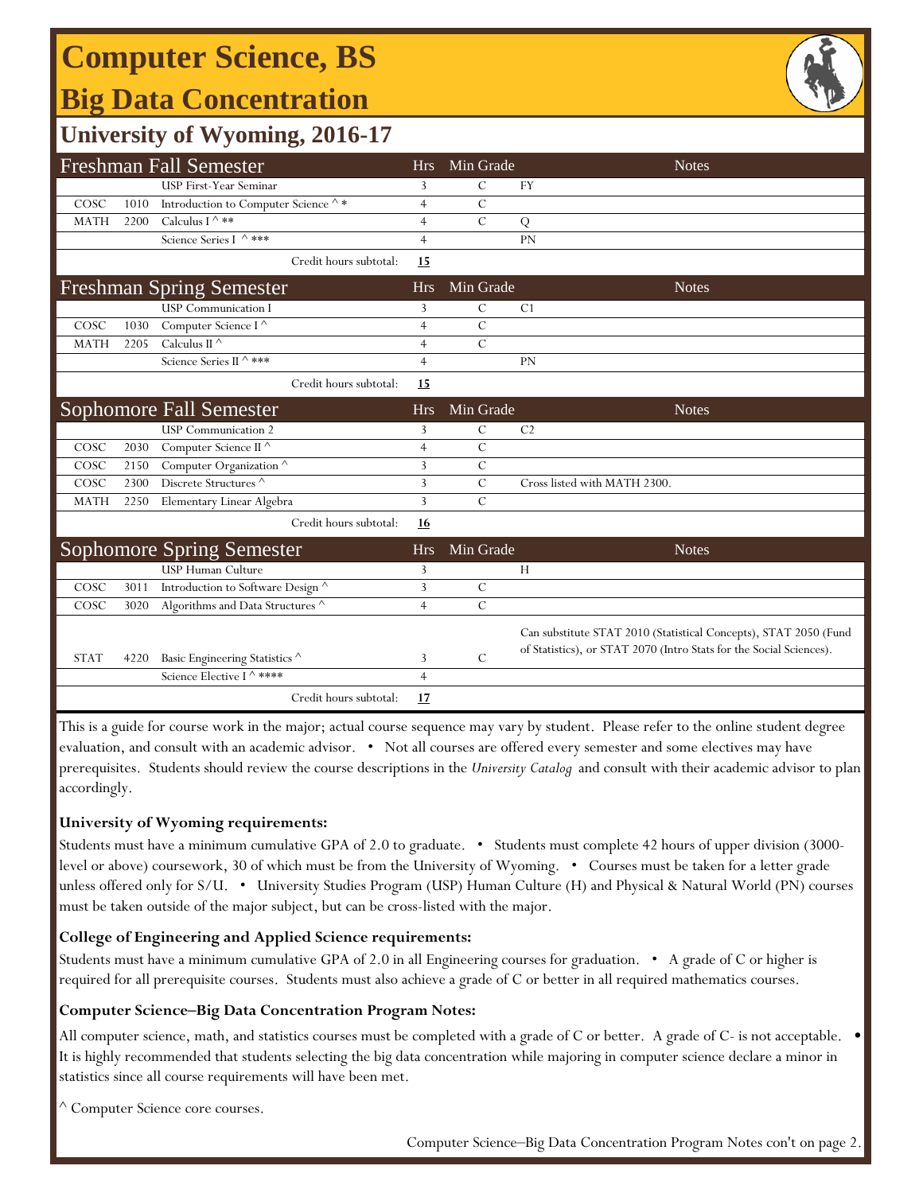# Computer Science, BS

## Big Data Concentration

### University of Wyoming, 2016-17

| Freshman Fall Semester | | | Hrs | Min Grade | Notes |
|---|---|---|---|---|---|
| | | USP First-Year Seminar | 3 | C | FY |
| COSC | 1010 | Introduction to Computer Science ^ * | 4 | C | |
| MATH | 2200 | Calculus I ^ ** | 4 | C | Q |
| | | Science Series I ^ *** | 4 | | PN |
| | | Credit hours subtotal: | **15** | | |

| Freshman Spring Semester | | | Hrs | Min Grade | Notes |
|---|---|---|---|---|---|
| | | USP Communication I | 3 | C | C1 |
| COSC | 1030 | Computer Science I ^ | 4 | C | |
| MATH | 2205 | Calculus II ^ | 4 | C | |
| | | Science Series II ^ *** | 4 | | PN |
| | | Credit hours subtotal: | **15** | | |

| Sophomore Fall Semester | | | Hrs | Min Grade | Notes |
|---|---|---|---|---|---|
| | | USP Communication 2 | 3 | C | C2 |
| COSC | 2030 | Computer Science II ^ | 4 | C | |
| COSC | 2150 | Computer Organization ^ | 3 | C | |
| COSC | 2300 | Discrete Structures ^ | 3 | C | Cross listed with MATH 2300. |
| MATH | 2250 | Elementary Linear Algebra | 3 | C | |
| | | Credit hours subtotal: | **16** | | |

| Sophomore Spring Semester | | | Hrs | Min Grade | Notes |
|---|---|---|---|---|---|
| | | USP Human Culture | 3 | | H |
| COSC | 3011 | Introduction to Software Design ^ | 3 | C | |
| COSC | 3020 | Algorithms and Data Structures ^ | 4 | C | |
| STAT | 4220 | Basic Engineering Statistics ^ | 3 | C | Can substitute STAT 2010 (Statistical Concepts), STAT 2050 (Fund of Statistics), or STAT 2070 (Intro Stats for the Social Sciences). |
| | | Science Elective I ^ **** | 4 | | |
| | | Credit hours subtotal: | **17** | | |

This is a guide for course work in the major; actual course sequence may vary by student. Please refer to the online student degree evaluation, and consult with an academic advisor. • Not all courses are offered every semester and some electives may have prerequisites. Students should review the course descriptions in the *University Catalog* and consult with their academic advisor to plan accordingly.

**University of Wyoming requirements:**

Students must have a minimum cumulative GPA of 2.0 to graduate. • Students must complete 42 hours of upper division (3000-level or above) coursework, 30 of which must be from the University of Wyoming. • Courses must be taken for a letter grade unless offered only for S/U. • University Studies Program (USP) Human Culture (H) and Physical & Natural World (PN) courses must be taken outside of the major subject, but can be cross-listed with the major.

**College of Engineering and Applied Science requirements:**

Students must have a minimum cumulative GPA of 2.0 in all Engineering courses for graduation. • A grade of C or higher is required for all prerequisite courses. Students must also achieve a grade of C or better in all required mathematics courses.

**Computer Science–Big Data Concentration Program Notes:**

All computer science, math, and statistics courses must be completed with a grade of C or better. A grade of C- is not acceptable. • It is highly recommended that students selecting the big data concentration while majoring in computer science declare a minor in statistics since all course requirements will have been met.

^ Computer Science core courses.

Computer Science–Big Data Concentration Program Notes con't on page 2.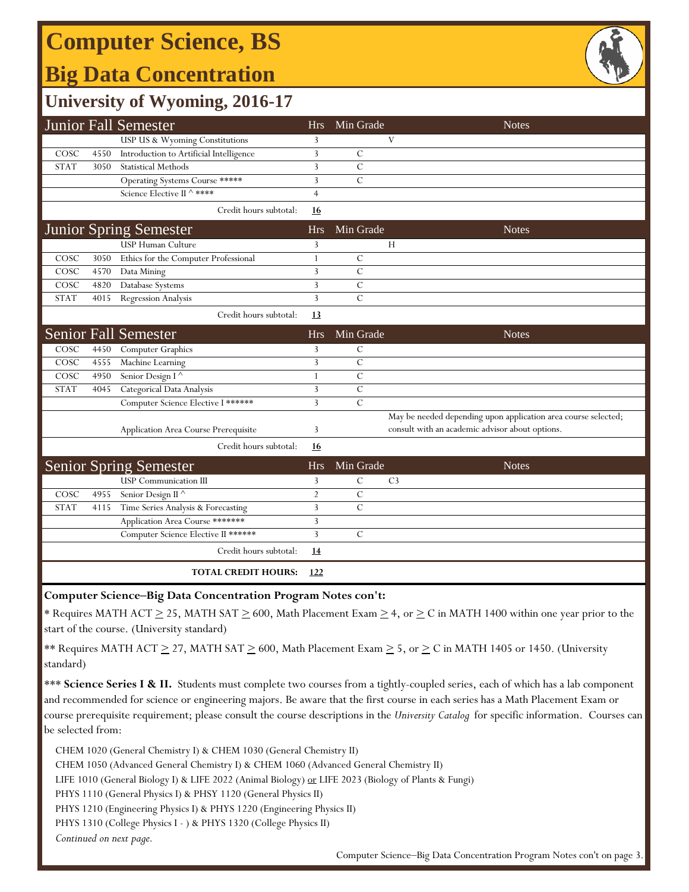# Computer Science, BS

## Big Data Concentration

### University of Wyoming, 2016-17

| Junior Fall Semester | | | Hrs | Min Grade | Notes |
|---|---|---|---|---|---|
| | | USP US & Wyoming Constitutions | 3 | | V |
| COSC | 4550 | Introduction to Artificial Intelligence | 3 | C | |
| STAT | 3050 | Statistical Methods | 3 | C | |
| | | Operating Systems Course ***** | 3 | C | |
| | | Science Elective II ^ **** | 4 | | |
| | | Credit hours subtotal: | **16** | | |

| Junior Spring Semester | | | Hrs | Min Grade | Notes |
|---|---|---|---|---|---|
| | | USP Human Culture | 3 | | H |
| COSC | 3050 | Ethics for the Computer Professional | 1 | C | |
| COSC | 4570 | Data Mining | 3 | C | |
| COSC | 4820 | Database Systems | 3 | C | |
| STAT | 4015 | Regression Analysis | 3 | C | |
| | | Credit hours subtotal: | **13** | | |

| Senior Fall Semester | | | Hrs | Min Grade | Notes |
|---|---|---|---|---|---|
| COSC | 4450 | Computer Graphics | 3 | C | |
| COSC | 4555 | Machine Learning | 3 | C | |
| COSC | 4950 | Senior Design I ^ | 1 | C | |
| STAT | 4045 | Categorical Data Analysis | 3 | C | |
| | | Computer Science Elective I ****** | 3 | C | |
| | | Application Area Course Prerequisite | 3 | | May be needed depending upon application area course selected; consult with an academic advisor about options. |
| | | Credit hours subtotal: | **16** | | |

| Senior Spring Semester | | | Hrs | Min Grade | Notes |
|---|---|---|---|---|---|
| | | USP Communication III | 3 | C | C3 |
| COSC | 4955 | Senior Design II ^ | 2 | C | |
| STAT | 4115 | Time Series Analysis & Forecasting | 3 | C | |
| | | Application Area Course ******* | 3 | | |
| | | Computer Science Elective II ****** | 3 | C | |
| | | Credit hours subtotal: | **14** | | |
| | | **TOTAL CREDIT HOURS:** | **122** | | |

**Computer Science–Big Data Concentration Program Notes con't:**

* Requires MATH ACT ≥ 25, MATH SAT ≥ 600, Math Placement Exam ≥ 4, or ≥ C in MATH 1400 within one year prior to the start of the course. (University standard)

** Requires MATH ACT ≥ 27, MATH SAT ≥ 600, Math Placement Exam ≥ 5, or ≥ C in MATH 1405 or 1450. (University standard)

*** **Science Series I & II.** Students must complete two courses from a tightly-coupled series, each of which has a lab component and recommended for science or engineering majors. Be aware that the first course in each series has a Math Placement Exam or course prerequisite requirement; please consult the course descriptions in the *University Catalog* for specific information. Courses can be selected from:

- CHEM 1020 (General Chemistry I) & CHEM 1030 (General Chemistry II)
- CHEM 1050 (Advanced General Chemistry I) & CHEM 1060 (Advanced General Chemistry II)
- LIFE 1010 (General Biology I) & LIFE 2022 (Animal Biology) <u>or</u> LIFE 2023 (Biology of Plants & Fungi)
- PHYS 1110 (General Physics I) & PHSY 1120 (General Physics II)
- PHYS 1210 (Engineering Physics I) & PHYS 1220 (Engineering Physics II)
- PHYS 1310 (College Physics I - ) & PHYS 1320 (College Physics II)

*Continued on next page.*

Computer Science–Big Data Concentration Program Notes con't on page 3.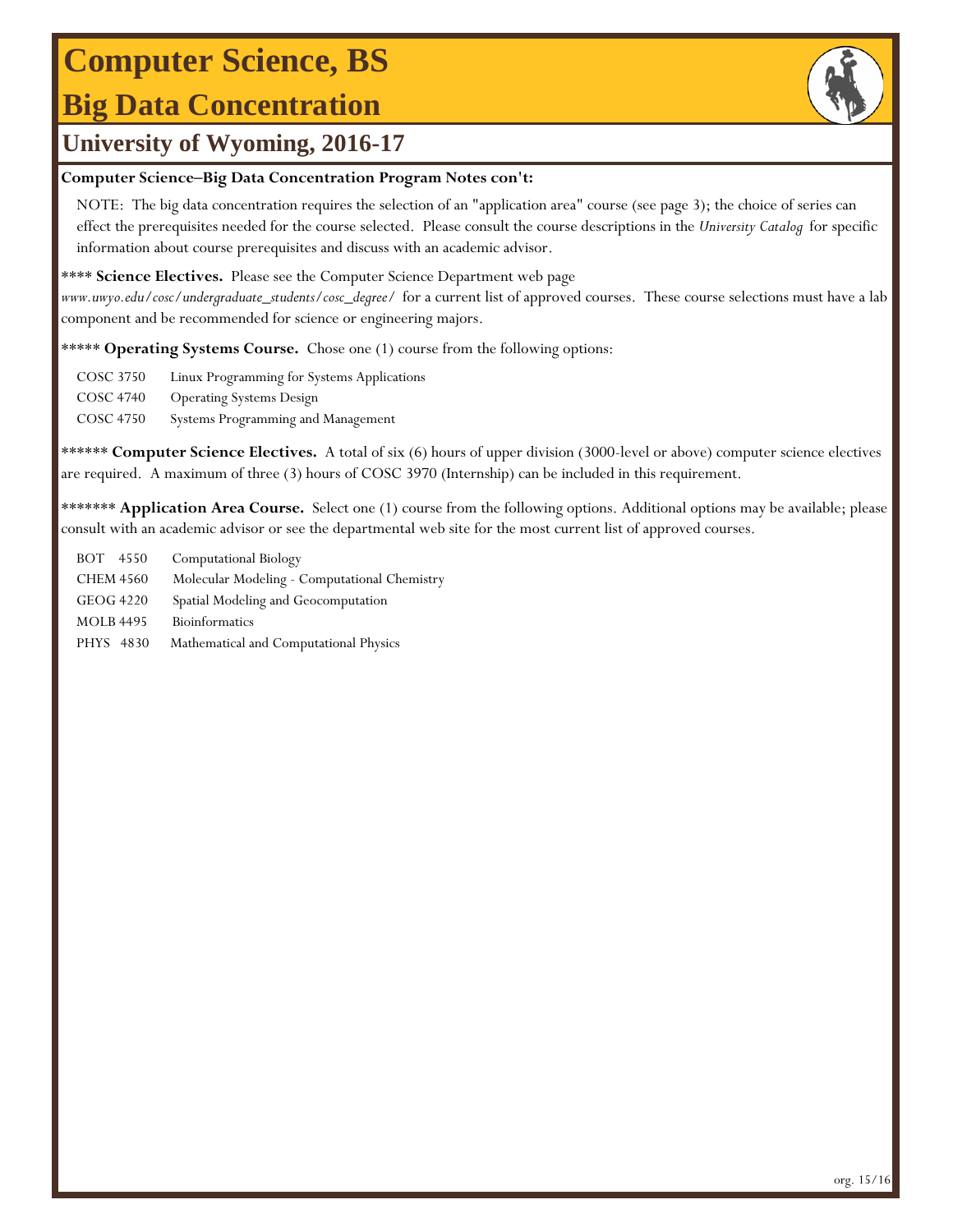# Computer Science, BS

## Big Data Concentration

## University of Wyoming, 2016-17

**Computer Science–Big Data Concentration Program Notes con't:**

NOTE: The big data concentration requires the selection of an "application area" course (see page 3); the choice of series can effect the prerequisites needed for the course selected. Please consult the course descriptions in the *University Catalog* for specific information about course prerequisites and discuss with an academic advisor.

**** **Science Electives.** Please see the Computer Science Department web page *www.uwyo.edu/cosc/undergraduate_students/cosc_degree/* for a current list of approved courses. These course selections must have a lab component and be recommended for science or engineering majors.

***** **Operating Systems Course.** Chose one (1) course from the following options:

| | |
|---|---|
| COSC 3750 | Linux Programming for Systems Applications |
| COSC 4740 | Operating Systems Design |
| COSC 4750 | Systems Programming and Management |

****** **Computer Science Electives.** A total of six (6) hours of upper division (3000-level or above) computer science electives are required. A maximum of three (3) hours of COSC 3970 (Internship) can be included in this requirement.

******* **Application Area Course.** Select one (1) course from the following options. Additional options may be available; please consult with an academic advisor or see the departmental web site for the most current list of approved courses.

| | |
|---|---|
| BOT 4550 | Computational Biology |
| CHEM 4560 | Molecular Modeling - Computational Chemistry |
| GEOG 4220 | Spatial Modeling and Geocomputation |
| MOLB 4495 | Bioinformatics |
| PHYS 4830 | Mathematical and Computational Physics |

org. 15/16